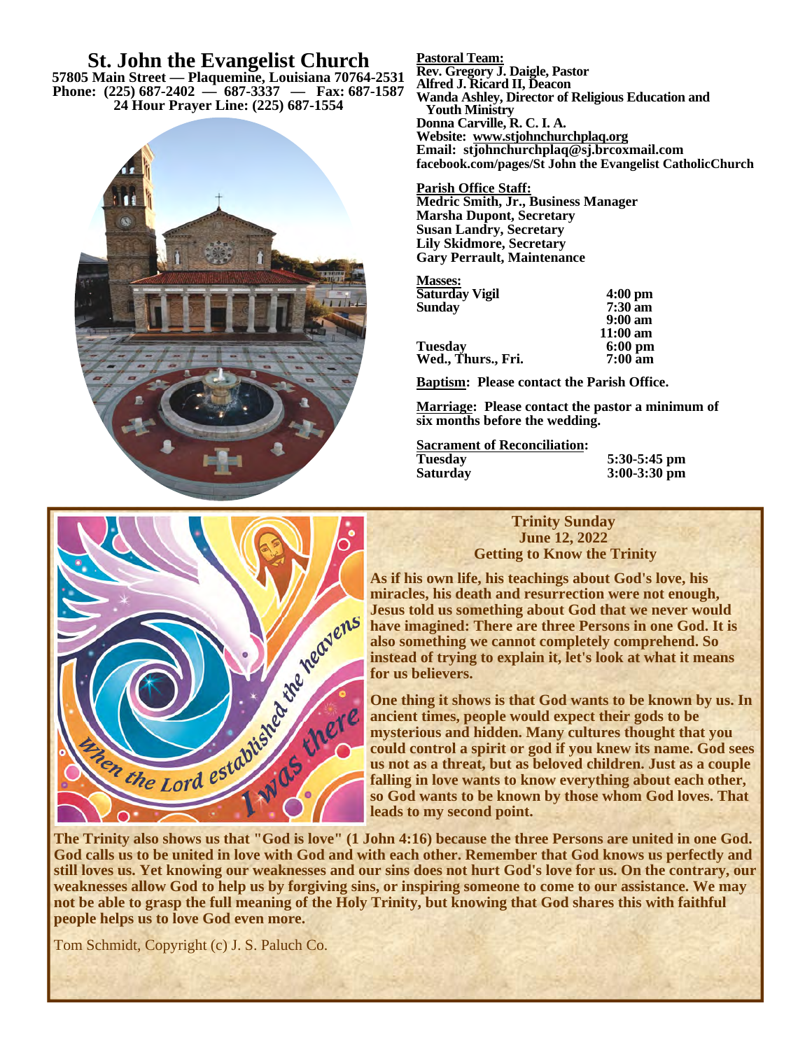# St. John the Evangelist Church

**57805 Main Street — Plaquemine, Louisiana 70764-2531**
**Phone: (225) 687-2402 — 687-3337 — Fax: 687-1587**
**24 Hour Prayer Line: (225) 687-1554**

**Pastoral Team:**
**Rev. Gregory J. Daigle, Pastor**
**Alfred J. Ricard II, Deacon**
**Wanda Ashley, Director of Religious Education and Youth Ministry**
**Donna Carville, R. C. I. A.**
**Website: www.stjohnchurchplaq.org**
**Email: stjohnchurchplaq@sj.brcoxmail.com**
**facebook.com/pages/St John the Evangelist CatholicChurch**

**Parish Office Staff:**
**Medric Smith, Jr., Business Manager**
**Marsha Dupont, Secretary**
**Susan Landry, Secretary**
**Lily Skidmore, Secretary**
**Gary Perrault, Maintenance**

**Masses:**

| | |
|---|---|
| Saturday Vigil | 4:00 pm |
| Sunday | 7:30 am |
| | 9:00 am |
| | 11:00 am |
| Tuesday | 6:00 pm |
| Wed., Thurs., Fri. | 7:00 am |

**Baptism: Please contact the Parish Office.**

**Marriage: Please contact the pastor a minimum of six months before the wedding.**

**Sacrament of Reconciliation:**

| | |
|---|---|
| Tuesday | 5:30-5:45 pm |
| Saturday | 3:00-3:30 pm |

## Trinity Sunday
## June 12, 2022
## Getting to Know the Trinity

**As if his own life, his teachings about God's love, his miracles, his death and resurrection were not enough, Jesus told us something about God that we never would have imagined: There are three Persons in one God. It is also something we cannot completely comprehend. So instead of trying to explain it, let's look at what it means for us believers.**

**One thing it shows is that God wants to be known by us. In ancient times, people would expect their gods to be mysterious and hidden. Many cultures thought that you could control a spirit or god if you knew its name. God sees us not as a threat, but as beloved children. Just as a couple falling in love wants to know everything about each other, so God wants to be known by those whom God loves. That leads to my second point.**

**The Trinity also shows us that "God is love" (1 John 4:16) because the three Persons are united in one God. God calls us to be united in love with God and with each other. Remember that God knows us perfectly and still loves us. Yet knowing our weaknesses and our sins does not hurt God's love for us. On the contrary, our weaknesses allow God to help us by forgiving sins, or inspiring someone to come to our assistance. We may not be able to grasp the full meaning of the Holy Trinity, but knowing that God shares this with faithful people helps us to love God even more.**

Tom Schmidt, Copyright (c) J. S. Paluch Co.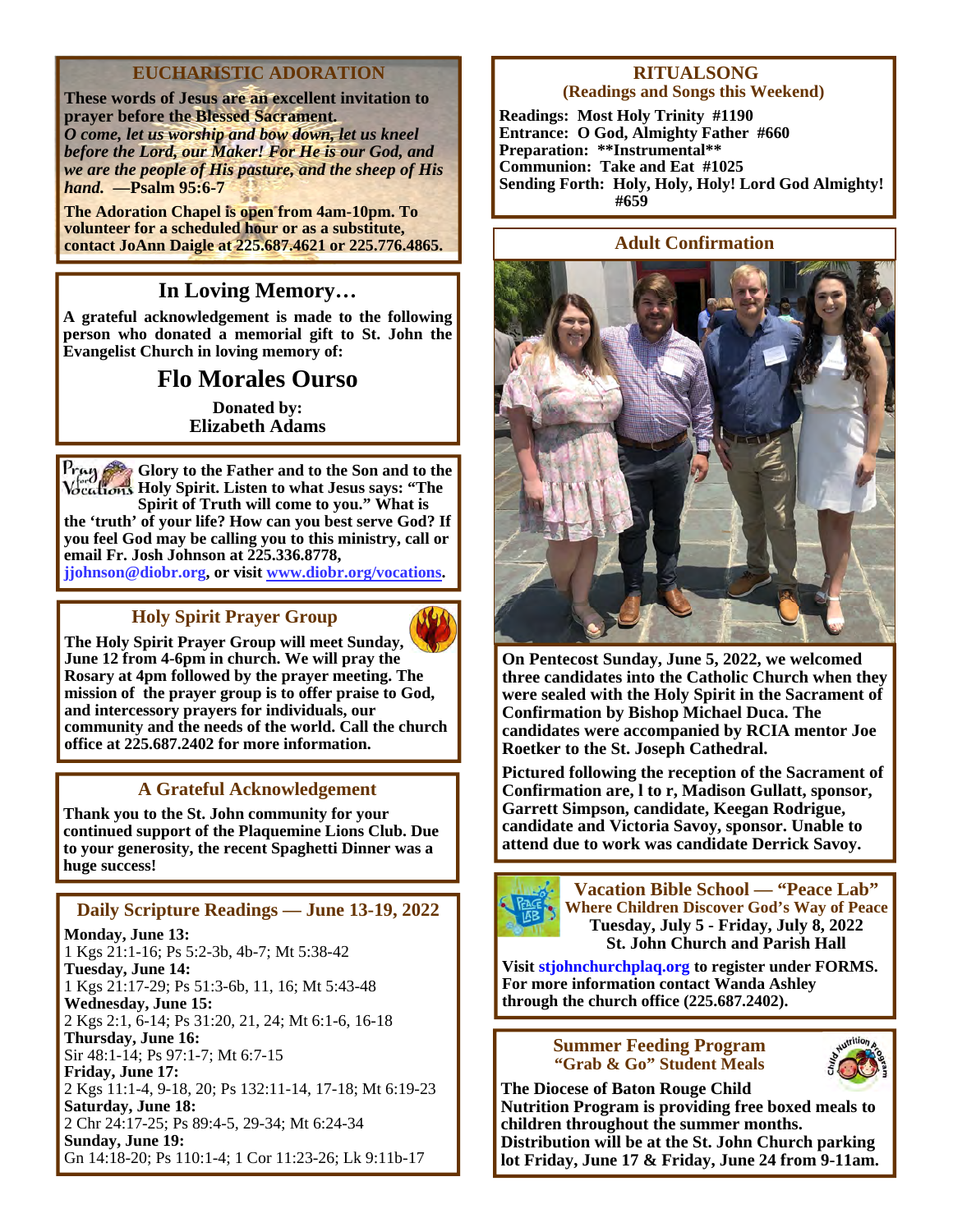## EUCHARISTIC ADORATION

**These words of Jesus are an excellent invitation to prayer before the Blessed Sacrament.**
***O come, let us worship and bow down, let us kneel before the Lord, our Maker! For He is our God, and we are the people of His pasture, and the sheep of His hand.* —Psalm 95:6-7**

**The Adoration Chapel is open from 4am-10pm. To volunteer for a scheduled hour or as a substitute, contact JoAnn Daigle at 225.687.4621 or 225.776.4865.**

## In Loving Memory…

**A grateful acknowledgement is made to the following person who donated a memorial gift to St. John the Evangelist Church in loving memory of:**

### Flo Morales Ourso

**Donated by:**
**Elizabeth Adams**

**Pray for Vocations** **Glory to the Father and to the Son and to the Holy Spirit. Listen to what Jesus says: "The Spirit of Truth will come to you." What is the 'truth' of your life? How can you best serve God? If you feel God may be calling you to this ministry, call or email Fr. Josh Johnson at 225.336.8778, jjohnson@diobr.org, or visit www.diobr.org/vocations.**

## Holy Spirit Prayer Group

**The Holy Spirit Prayer Group will meet Sunday, June 12 from 4-6pm in church. We will pray the Rosary at 4pm followed by the prayer meeting. The mission of the prayer group is to offer praise to God, and intercessory prayers for individuals, our community and the needs of the world. Call the church office at 225.687.2402 for more information.**

## A Grateful Acknowledgement

**Thank you to the St. John community for your continued support of the Plaquemine Lions Club. Due to your generosity, the recent Spaghetti Dinner was a huge success!**

## Daily Scripture Readings — June 13-19, 2022

**Monday, June 13:**
1 Kgs 21:1-16; Ps 5:2-3b, 4b-7; Mt 5:38-42
**Tuesday, June 14:**
1 Kgs 21:17-29; Ps 51:3-6b, 11, 16; Mt 5:43-48
**Wednesday, June 15:**
2 Kgs 2:1, 6-14; Ps 31:20, 21, 24; Mt 6:1-6, 16-18
**Thursday, June 16:**
Sir 48:1-14; Ps 97:1-7; Mt 6:7-15
**Friday, June 17:**
2 Kgs 11:1-4, 9-18, 20; Ps 132:11-14, 17-18; Mt 6:19-23
**Saturday, June 18:**
2 Chr 24:17-25; Ps 89:4-5, 29-34; Mt 6:24-34
**Sunday, June 19:**
Gn 14:18-20; Ps 110:1-4; 1 Cor 11:23-26; Lk 9:11b-17

## RITUALSONG
### (Readings and Songs this Weekend)

**Readings: Most Holy Trinity #1190**
**Entrance: O God, Almighty Father #660**
**Preparation: \*\*Instrumental\*\***
**Communion: Take and Eat #1025**
**Sending Forth: Holy, Holy, Holy! Lord God Almighty! #659**

## Adult Confirmation

**On Pentecost Sunday, June 5, 2022, we welcomed three candidates into the Catholic Church when they were sealed with the Holy Spirit in the Sacrament of Confirmation by Bishop Michael Duca. The candidates were accompanied by RCIA mentor Joe Roetker to the St. Joseph Cathedral.**

**Pictured following the reception of the Sacrament of Confirmation are, l to r, Madison Gullatt, sponsor, Garrett Simpson, candidate, Keegan Rodrigue, candidate and Victoria Savoy, sponsor. Unable to attend due to work was candidate Derrick Savoy.**

## Vacation Bible School — "Peace Lab"
### Where Children Discover God's Way of Peace

**Tuesday, July 5 - Friday, July 8, 2022**
**St. John Church and Parish Hall**

**Visit stjohnchurchplaq.org to register under FORMS. For more information contact Wanda Ashley through the church office (225.687.2402).**

## Summer Feeding Program
### "Grab & Go" Student Meals

**The Diocese of Baton Rouge Child Nutrition Program is providing free boxed meals to children throughout the summer months. Distribution will be at the St. John Church parking lot Friday, June 17 & Friday, June 24 from 9-11am.**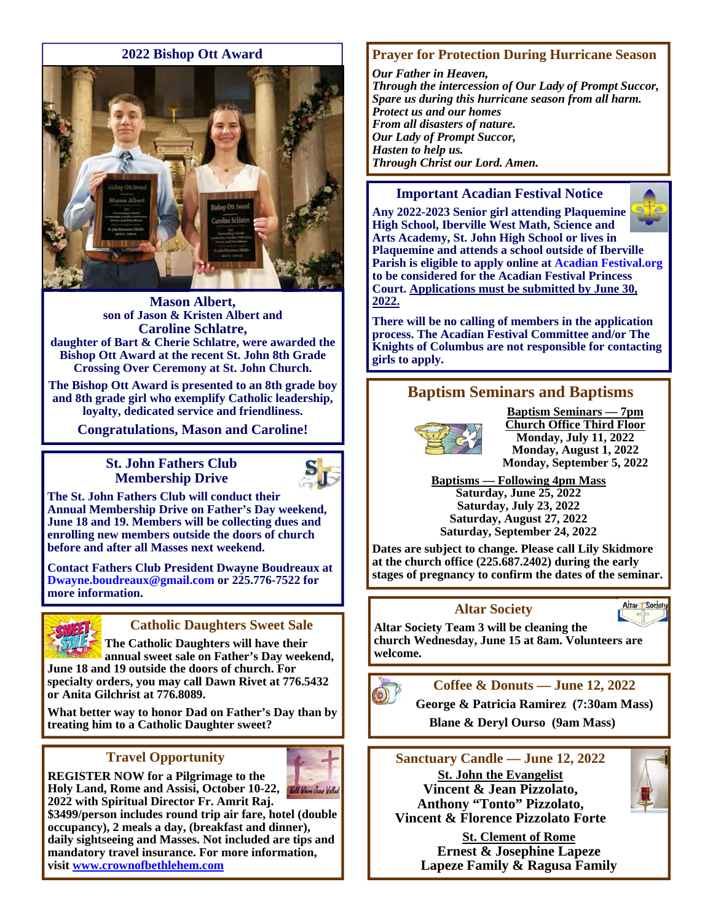## 2022 Bishop Ott Award

**Mason Albert,**
**son of Jason & Kristen Albert and**
**Caroline Schlatre,**
**daughter of Bart & Cherie Schlatre, were awarded the Bishop Ott Award at the recent St. John 8th Grade Crossing Over Ceremony at St. John Church.**

**The Bishop Ott Award is presented to an 8th grade boy and 8th grade girl who exemplify Catholic leadership, loyalty, dedicated service and friendliness.**

**Congratulations, Mason and Caroline!**

## St. John Fathers Club Membership Drive

**The St. John Fathers Club will conduct their Annual Membership Drive on Father's Day weekend, June 18 and 19. Members will be collecting dues and enrolling new members outside the doors of church before and after all Masses next weekend.**

**Contact Fathers Club President Dwayne Boudreaux at Dwayne.boudreaux@gmail.com or 225.776-7522 for more information.**

## Catholic Daughters Sweet Sale

**The Catholic Daughters will have their annual sweet sale on Father's Day weekend, June 18 and 19 outside the doors of church. For specialty orders, you may call Dawn Rivet at 776.5432 or Anita Gilchrist at 776.8089.**

**What better way to honor Dad on Father's Day than by treating him to a Catholic Daughter sweet?**

## Travel Opportunity

**REGISTER NOW for a Pilgrimage to the Holy Land, Rome and Assisi, October 10-22, 2022 with Spiritual Director Fr. Amrit Raj. $3499/person includes round trip air fare, hotel (double occupancy), 2 meals a day, (breakfast and dinner), daily sightseeing and Masses. Not included are tips and mandatory travel insurance. For more information, visit [www.crownofbethlehem.com](www.crownofbethlehem.com)**

## Prayer for Protection During Hurricane Season

***Our Father in Heaven,***
***Through the intercession of Our Lady of Prompt Succor,***
***Spare us during this hurricane season from all harm.***
***Protect us and our homes***
***From all disasters of nature.***
***Our Lady of Prompt Succor,***
***Hasten to help us.***
***Through Christ our Lord. Amen.***

## Important Acadian Festival Notice

**Any 2022-2023 Senior girl attending Plaquemine High School, Iberville West Math, Science and Arts Academy, St. John High School or lives in Plaquemine and attends a school outside of Iberville Parish is eligible to apply online at Acadian Festival.org to be considered for the Acadian Festival Princess Court. Applications must be submitted by June 30, 2022.**

**There will be no calling of members in the application process. The Acadian Festival Committee and/or The Knights of Columbus are not responsible for contacting girls to apply.**

## Baptism Seminars and Baptisms

**Baptism Seminars — 7pm**
**Church Office Third Floor**
**Monday, July 11, 2022**
**Monday, August 1, 2022**
**Monday, September 5, 2022**

**Baptisms — Following 4pm Mass**
**Saturday, June 25, 2022**
**Saturday, July 23, 2022**
**Saturday, August 27, 2022**
**Saturday, September 24, 2022**

**Dates are subject to change. Please call Lily Skidmore at the church office (225.687.2402) during the early stages of pregnancy to confirm the dates of the seminar.**

## Altar Society

**Altar Society Team 3 will be cleaning the church Wednesday, June 15 at 8am. Volunteers are welcome.**

## Coffee & Donuts — June 12, 2022

**George & Patricia Ramirez (7:30am Mass)**
**Blane & Deryl Ourso (9am Mass)**

## Sanctuary Candle — June 12, 2022

**St. John the Evangelist**
**Vincent & Jean Pizzolato,**
**Anthony "Tonto" Pizzolato,**
**Vincent & Florence Pizzolato Forte**

**St. Clement of Rome**
**Ernest & Josephine Lapeze**
**Lapeze Family & Ragusa Family**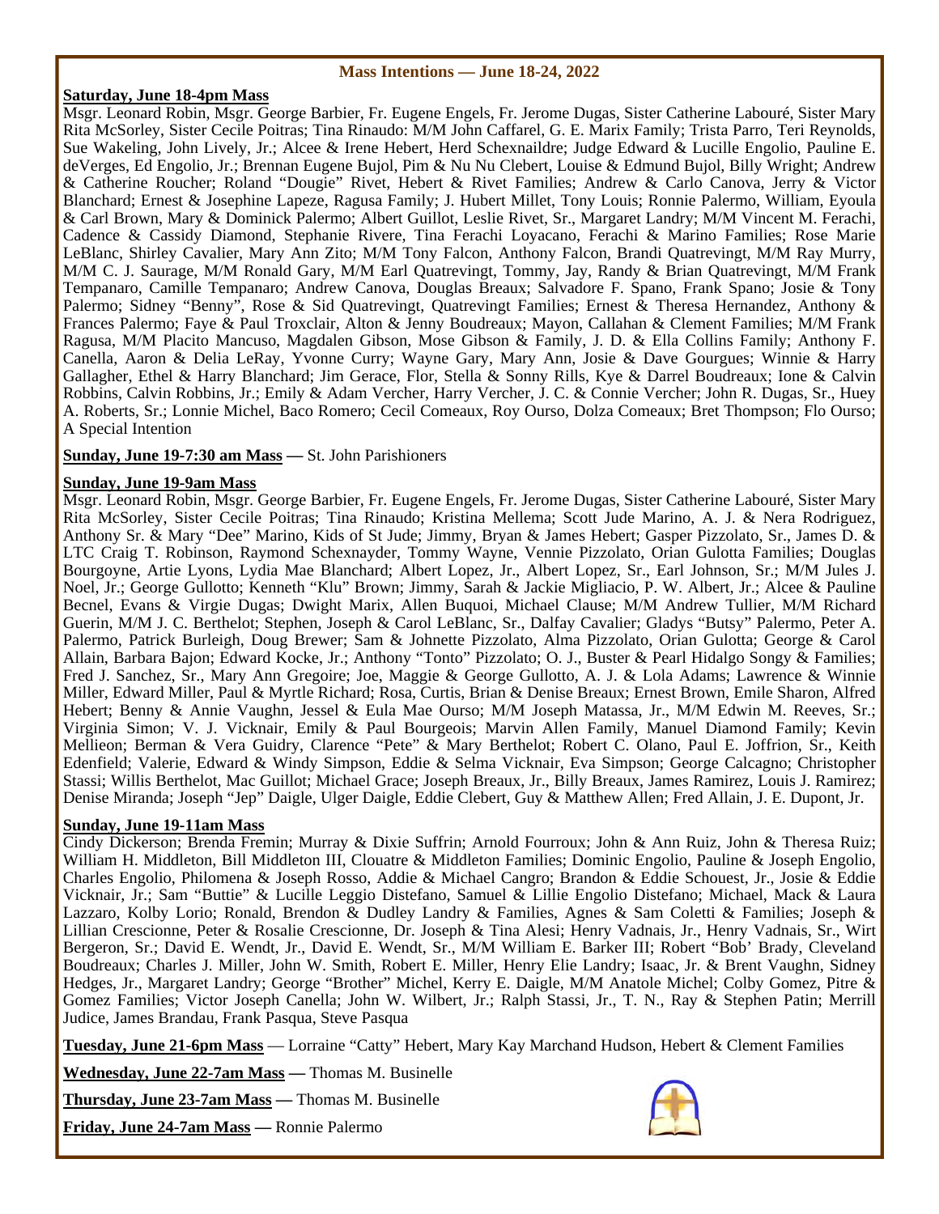## Mass Intentions — June 18-24, 2022

**Saturday, June 18-4pm Mass**

Msgr. Leonard Robin, Msgr. George Barbier, Fr. Eugene Engels, Fr. Jerome Dugas, Sister Catherine Labouré, Sister Mary Rita McSorley, Sister Cecile Poitras; Tina Rinaudo: M/M John Caffarel, G. E. Marix Family; Trista Parro, Teri Reynolds, Sue Wakeling, John Lively, Jr.; Alcee & Irene Hebert, Herd Schexnaildre; Judge Edward & Lucille Engolio, Pauline E. deVerges, Ed Engolio, Jr.; Brennan Eugene Bujol, Pim & Nu Nu Clebert, Louise & Edmund Bujol, Billy Wright; Andrew & Catherine Roucher; Roland "Dougie" Rivet, Hebert & Rivet Families; Andrew & Carlo Canova, Jerry & Victor Blanchard; Ernest & Josephine Lapeze, Ragusa Family; J. Hubert Millet, Tony Louis; Ronnie Palermo, William, Eyoula & Carl Brown, Mary & Dominick Palermo; Albert Guillot, Leslie Rivet, Sr., Margaret Landry; M/M Vincent M. Ferachi, Cadence & Cassidy Diamond, Stephanie Rivere, Tina Ferachi Loyacano, Ferachi & Marino Families; Rose Marie LeBlanc, Shirley Cavalier, Mary Ann Zito; M/M Tony Falcon, Anthony Falcon, Brandi Quatrevingt, M/M Ray Murry, M/M C. J. Saurage, M/M Ronald Gary, M/M Earl Quatrevingt, Tommy, Jay, Randy & Brian Quatrevingt, M/M Frank Tempanaro, Camille Tempanaro; Andrew Canova, Douglas Breaux; Salvadore F. Spano, Frank Spano; Josie & Tony Palermo; Sidney "Benny", Rose & Sid Quatrevingt, Quatrevingt Families; Ernest & Theresa Hernandez, Anthony & Frances Palermo; Faye & Paul Troxclair, Alton & Jenny Boudreaux; Mayon, Callahan & Clement Families; M/M Frank Ragusa, M/M Placito Mancuso, Magdalen Gibson, Mose Gibson & Family, J. D. & Ella Collins Family; Anthony F. Canella, Aaron & Delia LeRay, Yvonne Curry; Wayne Gary, Mary Ann, Josie & Dave Gourgues; Winnie & Harry Gallagher, Ethel & Harry Blanchard; Jim Gerace, Flor, Stella & Sonny Rills, Kye & Darrel Boudreaux; Ione & Calvin Robbins, Calvin Robbins, Jr.; Emily & Adam Vercher, Harry Vercher, J. C. & Connie Vercher; John R. Dugas, Sr., Huey A. Roberts, Sr.; Lonnie Michel, Baco Romero; Cecil Comeaux, Roy Ourso, Dolza Comeaux; Bret Thompson; Flo Ourso; A Special Intention

**Sunday, June 19-7:30 am Mass** — St. John Parishioners

**Sunday, June 19-9am Mass**

Msgr. Leonard Robin, Msgr. George Barbier, Fr. Eugene Engels, Fr. Jerome Dugas, Sister Catherine Labouré, Sister Mary Rita McSorley, Sister Cecile Poitras; Tina Rinaudo; Kristina Mellema; Scott Jude Marino, A. J. & Nera Rodriguez, Anthony Sr. & Mary "Dee" Marino, Kids of St Jude; Jimmy, Bryan & James Hebert; Gasper Pizzolato, Sr., James D. & LTC Craig T. Robinson, Raymond Schexnayder, Tommy Wayne, Vennie Pizzolato, Orian Gulotta Families; Douglas Bourgoyne, Artie Lyons, Lydia Mae Blanchard; Albert Lopez, Jr., Albert Lopez, Sr., Earl Johnson, Sr.; M/M Jules J. Noel, Jr.; George Gullotto; Kenneth "Klu" Brown; Jimmy, Sarah & Jackie Migliacio, P. W. Albert, Jr.; Alcee & Pauline Becnel, Evans & Virgie Dugas; Dwight Marix, Allen Buquoi, Michael Clause; M/M Andrew Tullier, M/M Richard Guerin, M/M J. C. Berthelot; Stephen, Joseph & Carol LeBlanc, Sr., Dalfay Cavalier; Gladys "Butsy" Palermo, Peter A. Palermo, Patrick Burleigh, Doug Brewer; Sam & Johnette Pizzolato, Alma Pizzolato, Orian Gulotta; George & Carol Allain, Barbara Bajon; Edward Kocke, Jr.; Anthony "Tonto" Pizzolato; O. J., Buster & Pearl Hidalgo Songy & Families; Fred J. Sanchez, Sr., Mary Ann Gregoire; Joe, Maggie & George Gullotto, A. J. & Lola Adams; Lawrence & Winnie Miller, Edward Miller, Paul & Myrtle Richard; Rosa, Curtis, Brian & Denise Breaux; Ernest Brown, Emile Sharon, Alfred Hebert; Benny & Annie Vaughn, Jessel & Eula Mae Ourso; M/M Joseph Matassa, Jr., M/M Edwin M. Reeves, Sr.; Virginia Simon; V. J. Vicknair, Emily & Paul Bourgeois; Marvin Allen Family, Manuel Diamond Family; Kevin Mellieon; Berman & Vera Guidry, Clarence "Pete" & Mary Berthelot; Robert C. Olano, Paul E. Joffrion, Sr., Keith Edenfield; Valerie, Edward & Windy Simpson, Eddie & Selma Vicknair, Eva Simpson; George Calcagno; Christopher Stassi; Willis Berthelot, Mac Guillot; Michael Grace; Joseph Breaux, Jr., Billy Breaux, James Ramirez, Louis J. Ramirez; Denise Miranda; Joseph "Jep" Daigle, Ulger Daigle, Eddie Clebert, Guy & Matthew Allen; Fred Allain, J. E. Dupont, Jr.

**Sunday, June 19-11am Mass**

Cindy Dickerson; Brenda Fremin; Murray & Dixie Suffrin; Arnold Fourroux; John & Ann Ruiz, John & Theresa Ruiz; William H. Middleton, Bill Middleton III, Clouatre & Middleton Families; Dominic Engolio, Pauline & Joseph Engolio, Charles Engolio, Philomena & Joseph Rosso, Addie & Michael Cangro; Brandon & Eddie Schouest, Jr., Josie & Eddie Vicknair, Jr.; Sam "Buttie" & Lucille Leggio Distefano, Samuel & Lillie Engolio Distefano; Michael, Mack & Laura Lazzaro, Kolby Lorio; Ronald, Brendon & Dudley Landry & Families, Agnes & Sam Coletti & Families; Joseph & Lillian Crescionne, Peter & Rosalie Crescionne, Dr. Joseph & Tina Alesi; Henry Vadnais, Jr., Henry Vadnais, Sr., Wirt Bergeron, Sr.; David E. Wendt, Jr., David E. Wendt, Sr., M/M William E. Barker III; Robert "Bob' Brady, Cleveland Boudreaux; Charles J. Miller, John W. Smith, Robert E. Miller, Henry Elie Landry; Isaac, Jr. & Brent Vaughn, Sidney Hedges, Jr., Margaret Landry; George "Brother" Michel, Kerry E. Daigle, M/M Anatole Michel; Colby Gomez, Pitre & Gomez Families; Victor Joseph Canella; John W. Wilbert, Jr.; Ralph Stassi, Jr., T. N., Ray & Stephen Patin; Merrill Judice, James Brandau, Frank Pasqua, Steve Pasqua

**Tuesday, June 21-6pm Mass** — Lorraine "Catty" Hebert, Mary Kay Marchand Hudson, Hebert & Clement Families

**Wednesday, June 22-7am Mass** — Thomas M. Businelle

**Thursday, June 23-7am Mass** — Thomas M. Businelle

**Friday, June 24-7am Mass** — Ronnie Palermo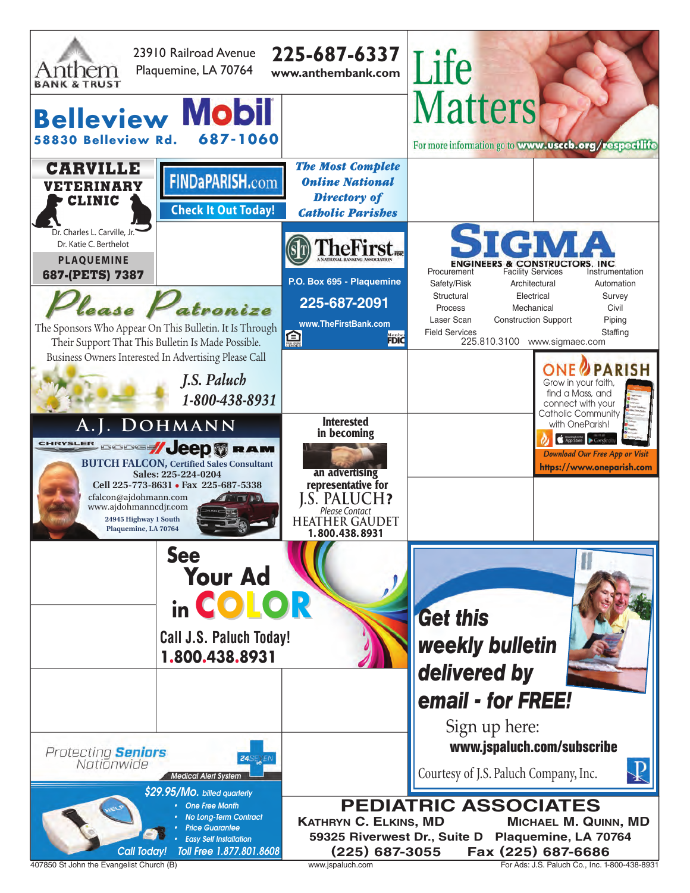**Anthem BANK & TRUST**
23910 Railroad Avenue
Plaquemine, LA 70764
**225-687-6337**
www.anthembank.com

**Life Matters**
For more information go to www.usccb.org/respectlife

**Belleview Mobil**
58830 Belleview Rd. 687-1060

**CARVILLE VETERINARY CLINIC**
Dr. Charles L. Carville, Jr.
Dr. Katie C. Berthelot
PLAQUEMINE
687-(PETS) 7387

**FINDaPARISH.com**
Check It Out Today!
*The Most Complete Online National Directory of Catholic Parishes*

**TheFirst** A NATIONAL BANKING ASSOCIATION
P.O. Box 695 - Plaquemine
225-687-2091
www.TheFirstBank.com
Member FDIC

**SIGMA ENGINEERS & CONSTRUCTORS, INC.**
Procurement, Facility Services, Instrumentation, Safety/Risk, Architectural, Automation, Structural, Electrical, Survey, Process, Mechanical, Civil, Laser Scan, Construction Support, Piping, Field Services, Staffing
225.810.3100 www.sigmaec.com

***Please Patronize***
The Sponsors Who Appear On This Bulletin. It Is Through Their Support That This Bulletin Is Made Possible.
Business Owners Interested In Advertising Please Call
*J.S. Paluch*
*1-800-438-8931*

**ONE PARISH**
Grow in your faith, find a Mass, and connect with your Catholic Community with OneParish!
*Download Our Free App or Visit*
https://www.oneparish.com

**A.J. DOHMANN**
Chrysler Dodge Jeep Ram
**BUTCH FALCON,** Certified Sales Consultant
Sales: 225-224-0204
Cell 225-773-8631 • Fax 225-687-5338
cfalcon@ajdohmann.com
www.ajdohmanncdjr.com
24945 Highway 1 South
Plaquemine, LA 70764

**Interested in becoming an advertising representative for J.S. PALUCH?**
Please Contact
HEATHER GAUDET
1.800.438.8931

**See Your Ad in COLOR**
Call J.S. Paluch Today!
1.800.438.8931

***Get this weekly bulletin delivered by email - for FREE!***
Sign up here:
**www.jspaluch.com/subscribe**
Courtesy of J.S. Paluch Company, Inc.

*Protecting **Seniors** Nationwide*
24SEVEN
Medical Alert System
*$29.95/Mo. billed quarterly*
- One Free Month
- No Long-Term Contract
- Price Guarantee
- Easy Self Installation

*Call Today! Toll Free 1.877.801.8608*

**PEDIATRIC ASSOCIATES**
KATHRYN C. ELKINS, MD MICHAEL M. QUINN, MD
59325 Riverwest Dr., Suite D Plaquemine, LA 70764
(225) 687-3055 Fax (225) 687-6686

407850 St John the Evangelist Church (B) www.jspaluch.com For Ads: J.S. Paluch Co., Inc. 1-800-438-8931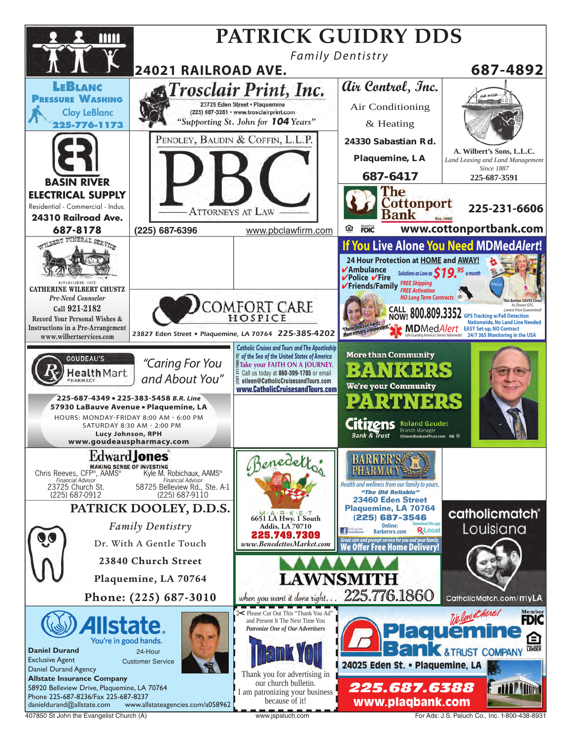# PATRICK GUIDRY DDS

*Family Dentistry*

**24021 RAILROAD AVE.** **687-4892**

---

**LeBlanc Pressure Washing**
Clay LeBlanc
225-776-1173

---

**Trosclair Print, Inc.**
23725 Eden Street • Plaquemine
(225) 687-3201 • www.trosclairprint.com
*"Supporting St. John for 104 Years"*

---

**Air Control, Inc.**
Air Conditioning
& Heating
24330 Sabastian Rd.
Plaquemine, LA
687-6417

---

**A. Wilbert's Sons, L.L.C.**
*Land Leasing and Land Management*
*Since 1887*
225-687-3591

---

**BASIN RIVER ELECTRICAL SUPPLY**
Residential - Commercial - Indus.
24310 Railroad Ave.
687-8178

---

**PENDLEY, BAUDIN & COFFIN, L.L.P.**
**PBC**
ATTORNEYS AT LAW
(225) 687-6396 www.pbclawfirm.com

---

**The Cottonport Bank** Est. 1902
Member FDIC
225-231-6606
www.cottonportbank.com

---

WILBERT FUNERAL SERVICE
ESTABLISHED 1903
**CATHERINE WILBERT CHUSTZ**
*Pre-Need Counselor*
Call 921-2182
Record Your Personal Wishes & Instructions in a Pre-Arrangement
www.wilbertservices.com

---

**COMFORT CARE HOSPICE**
23827 Eden Street • Plaquemine, LA 70764 225-385-4202

---

**If You Live Alone You Need MDMedAlert!**
24 Hour Protection at HOME and AWAY!
✔Ambulance
✔Police ✔Fire
✔Friends/Family
Solutions as Low as $19.95 a month
FREE Shipping
FREE Activation
NO Long Term Contracts
This Button SAVES Lives!
As Shown GPS, Lowest Price Guaranteed!
CALL NOW! 800.809.3352
"I have peace of mind... Mom remains independent."
GPS Tracking w/Fall Detection
Nationwide, No Land Line Needed
EASY Set-up, NO Contract
24/7 365 Monitoring in the USA
MDMedAlert — Safe-Guarding America's Seniors Nationwide!

---

**GOUDEAU'S Health Mart PHARMACY**
*"Caring For You and About You"*
225-687-4349 • 225-383-5458 *B.R. Line*
57930 LaBauve Avenue • Plaquemine, LA
HOURS: MONDAY-FRIDAY 8:00 AM - 6:00 PM
SATURDAY 8:30 AM - 2:00 PM
Lucy Johnson, RPH
www.goudeauspharmacy.com

---

*Catholic Cruises and Tours and The Apostleship of the Sea of the United States of America*
Take your FAITH ON A JOURNEY.
Call us today at 860-399-1785 or email eileen@CatholicCruisesandTours.com
www.CatholicCruisesandTours.com
(CST 2117990-70)

---

**More than Community BANKERS**
**We're your Community PARTNERS**
**Citizens Bank & Trust**
Roland Gaudet
Branch Manager
CitizensBankandTrust.com

---

**Edward Jones**
MAKING SENSE OF INVESTING
Chris Reeves, CFP®, AAMS®
*Financial Advisor*
23725 Church St.
(225) 687-0912

Kyle M. Robichaux, AAMS®
*Financial Advisor*
58725 Belleview Rd., Ste. A-1
(225) 687-9110

---

**Benedetto's MARKET**
6651 LA Hwy. 1 South
Addis, LA 70710
225.749.7309
*www.BenedettosMarket.com*

---

**BARKER'S PHARMACY**
*Health and wellness from our family to yours.*
*"The Old Reliable"*
23460 Eden Street
Plaquemine, LA 70764
(225) 687-3546
Find us on Facebook
Online: Barkersrx.com
Download the app RxLocal
Great care and prompt service for you and your family.
**We Offer Free Home Delivery!**

---

**PATRICK DOOLEY, D.D.S.**
*Family Dentistry*
Dr. With A Gentle Touch
23840 Church Street
Plaquemine, LA 70764
Phone: (225) 687-3010

---

**catholicmatch® Louisiana**
CatholicMatch.com/myLA

---

**LAWNSMITH**
*when you want it done right...* 225.776.1860

---

**Allstate.** You're in good hands.
**Daniel Durand**
Exclusive Agent
Daniel Durand Agency
**Allstate Insurance Company**
24-Hour Customer Service
58920 Belleview Drive, Plaquemine, LA 70764
Phone 225-687-8236/Fax 225-687-8237
danieldurand@allstate.com www.allstateagencies.com/a058962

---

✂ Please Cut Out This "Thank You Ad" and Present It The Next Time You *Patronize One of Our Advertisers*

**Thank You**

Thank you for advertising in our church bulletin.
I am patronizing your business because of it!

---

*We love it here!*
**Plaquemine Bank & TRUST COMPANY**
Member FDIC
24025 Eden St. • Plaquemine, LA
225.687.6388
www.plaqbank.com

---

407850 St John the Evangelist Church (A) www.jspaluch.com For Ads: J.S. Paluch Co., Inc. 1-800-438-8931